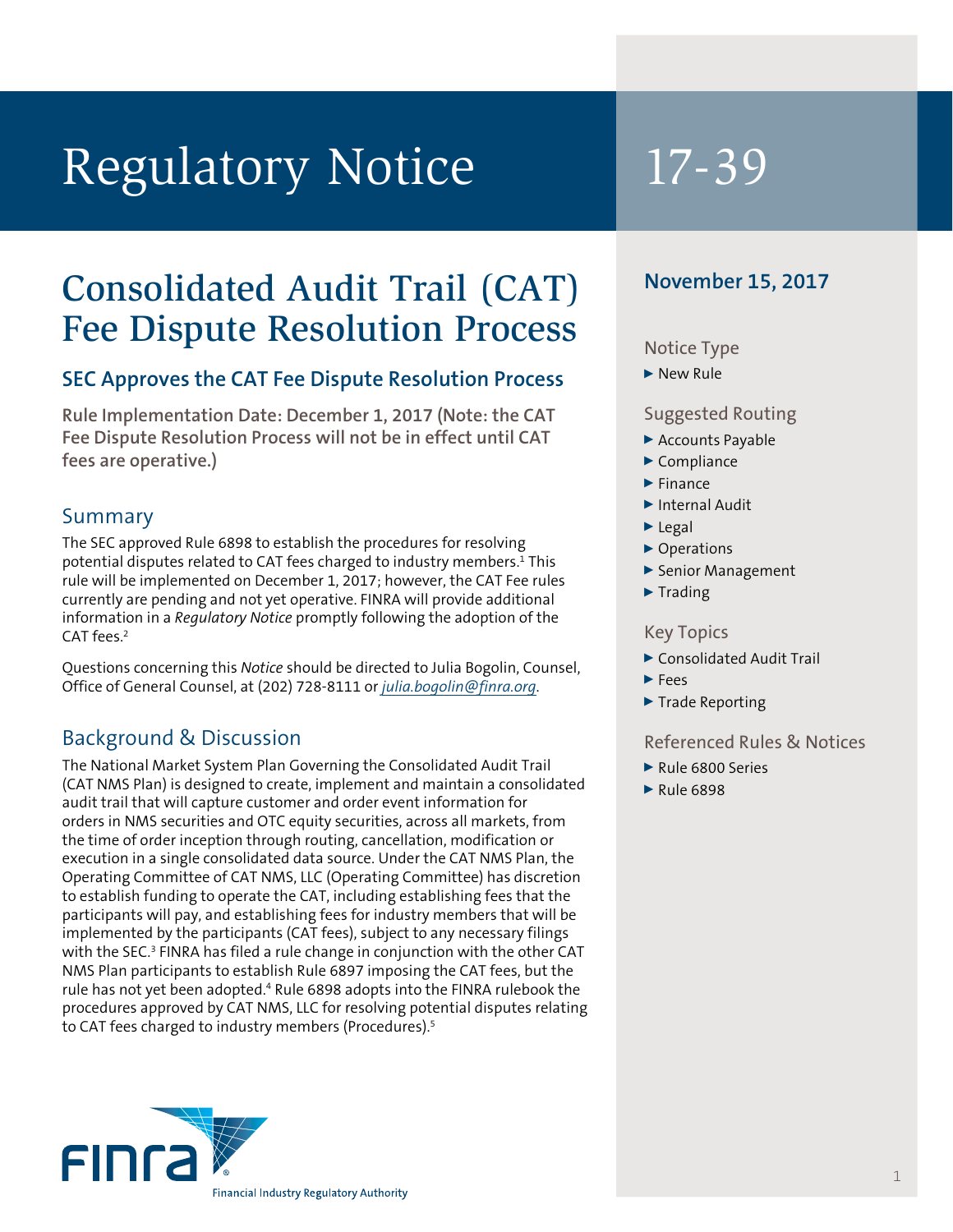# Regulatory Notice 17-39

## Consolidated Audit Trail (CAT) Fee Dispute Resolution Process

### SEC Approves the CAT Fee Dispute Resolution Process

**Rule Implementation Date: December 1, 2017 (Note: the CAT Fee Dispute Resolution Process will not be in effect until CAT fees are operative.)**

### Summary

The SEC approved Rule 6898 to establish the procedures for resolving potential disputes related to CAT fees charged to industry members.[1] This rule will be implemented on December 1, 2017; however, the CAT Fee rules currently are pending and not yet operative. FINRA will provide additional information in a *Regulatory Notice* promptly following the adoption of the CAT fees.[2]

Questions concerning this *Notice* should be directed to Julia Bogolin, Counsel, Office of General Counsel, at (202) 728-8111 or *julia.bogolin@finra.org*.

### Background & Discussion

The National Market System Plan Governing the Consolidated Audit Trail (CAT NMS Plan) is designed to create, implement and maintain a consolidated audit trail that will capture customer and order event information for orders in NMS securities and OTC equity securities, across all markets, from the time of order inception through routing, cancellation, modification or execution in a single consolidated data source. Under the CAT NMS Plan, the Operating Committee of CAT NMS, LLC (Operating Committee) has discretion to establish funding to operate the CAT, including establishing fees that the participants will pay, and establishing fees for industry members that will be implemented by the participants (CAT fees), subject to any necessary filings with the SEC.[3] FINRA has filed a rule change in conjunction with the other CAT NMS Plan participants to establish Rule 6897 imposing the CAT fees, but the rule has not yet been adopted.[4] Rule 6898 adopts into the FINRA rulebook the procedures approved by CAT NMS, LLC for resolving potential disputes relating to CAT fees charged to industry members (Procedures).[5]

**November 15, 2017**

**Notice Type**
- New Rule

**Suggested Routing**
- Accounts Payable
- Compliance
- Finance
- Internal Audit
- Legal
- Operations
- Senior Management
- Trading

**Key Topics**
- Consolidated Audit Trail
- Fees
- Trade Reporting

**Referenced Rules & Notices**
- Rule 6800 Series
- Rule 6898

FINRA — Financial Industry Regulatory Authority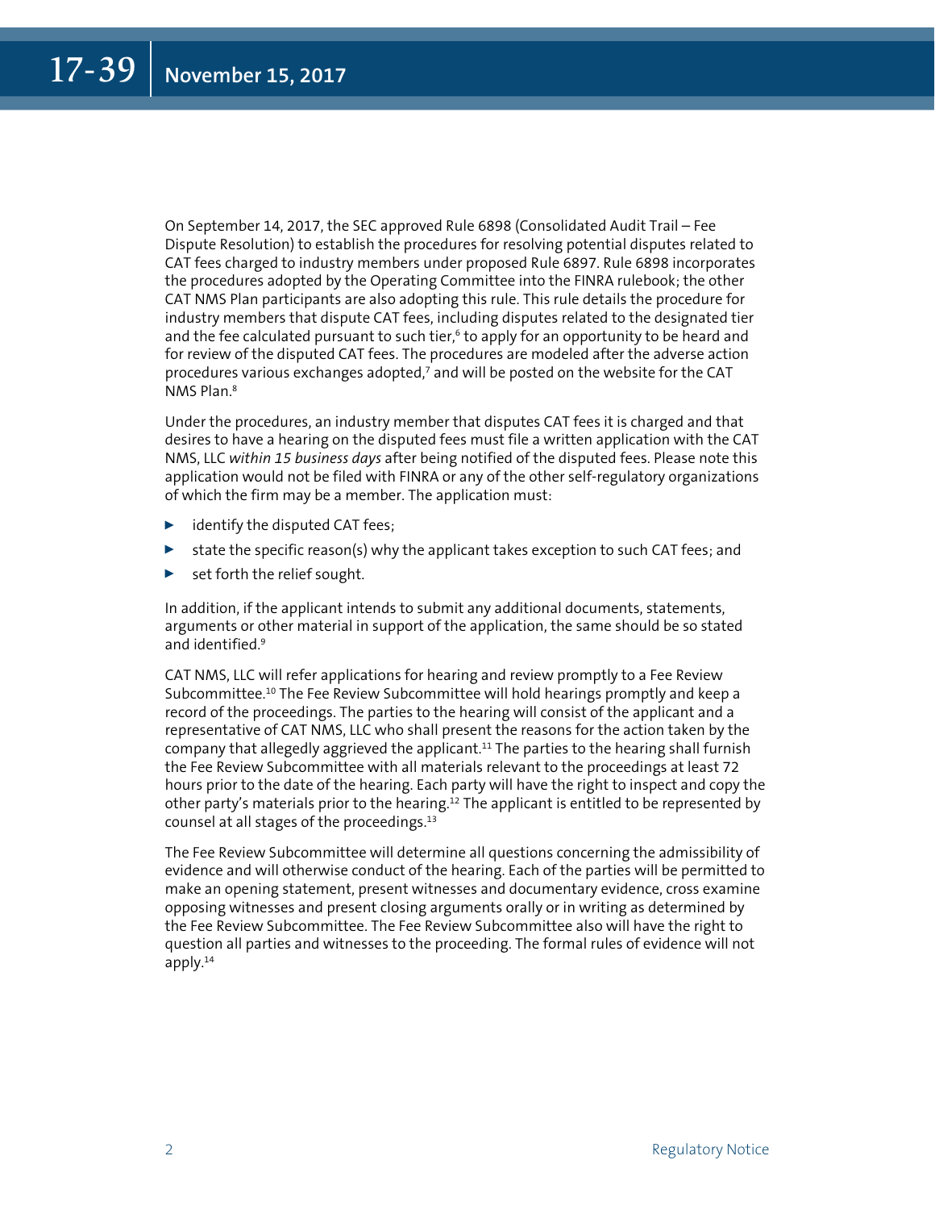On September 14, 2017, the SEC approved Rule 6898 (Consolidated Audit Trail – Fee Dispute Resolution) to establish the procedures for resolving potential disputes related to CAT fees charged to industry members under proposed Rule 6897. Rule 6898 incorporates the procedures adopted by the Operating Committee into the FINRA rulebook; the other CAT NMS Plan participants are also adopting this rule. This rule details the procedure for industry members that dispute CAT fees, including disputes related to the designated tier and the fee calculated pursuant to such tier,[6] to apply for an opportunity to be heard and for review of the disputed CAT fees. The procedures are modeled after the adverse action procedures various exchanges adopted,[7] and will be posted on the website for the CAT NMS Plan.[8]

Under the procedures, an industry member that disputes CAT fees it is charged and that desires to have a hearing on the disputed fees must file a written application with the CAT NMS, LLC *within 15 business days* after being notified of the disputed fees. Please note this application would not be filed with FINRA or any of the other self-regulatory organizations of which the firm may be a member. The application must:

- identify the disputed CAT fees;
- state the specific reason(s) why the applicant takes exception to such CAT fees; and
- set forth the relief sought.

In addition, if the applicant intends to submit any additional documents, statements, arguments or other material in support of the application, the same should be so stated and identified.[9]

CAT NMS, LLC will refer applications for hearing and review promptly to a Fee Review Subcommittee.[10] The Fee Review Subcommittee will hold hearings promptly and keep a record of the proceedings. The parties to the hearing will consist of the applicant and a representative of CAT NMS, LLC who shall present the reasons for the action taken by the company that allegedly aggrieved the applicant.[11] The parties to the hearing shall furnish the Fee Review Subcommittee with all materials relevant to the proceedings at least 72 hours prior to the date of the hearing. Each party will have the right to inspect and copy the other party's materials prior to the hearing.[12] The applicant is entitled to be represented by counsel at all stages of the proceedings.[13]

The Fee Review Subcommittee will determine all questions concerning the admissibility of evidence and will otherwise conduct of the hearing. Each of the parties will be permitted to make an opening statement, present witnesses and documentary evidence, cross examine opposing witnesses and present closing arguments orally or in writing as determined by the Fee Review Subcommittee. The Fee Review Subcommittee also will have the right to question all parties and witnesses to the proceeding. The formal rules of evidence will not apply.[14]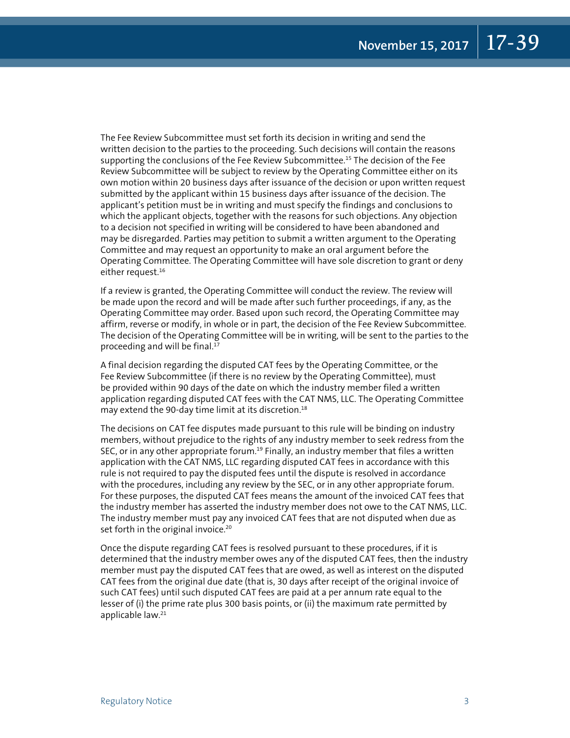The Fee Review Subcommittee must set forth its decision in writing and send the written decision to the parties to the proceeding. Such decisions will contain the reasons supporting the conclusions of the Fee Review Subcommittee.[15] The decision of the Fee Review Subcommittee will be subject to review by the Operating Committee either on its own motion within 20 business days after issuance of the decision or upon written request submitted by the applicant within 15 business days after issuance of the decision. The applicant's petition must be in writing and must specify the findings and conclusions to which the applicant objects, together with the reasons for such objections. Any objection to a decision not specified in writing will be considered to have been abandoned and may be disregarded. Parties may petition to submit a written argument to the Operating Committee and may request an opportunity to make an oral argument before the Operating Committee. The Operating Committee will have sole discretion to grant or deny either request.[16]

If a review is granted, the Operating Committee will conduct the review. The review will be made upon the record and will be made after such further proceedings, if any, as the Operating Committee may order. Based upon such record, the Operating Committee may affirm, reverse or modify, in whole or in part, the decision of the Fee Review Subcommittee. The decision of the Operating Committee will be in writing, will be sent to the parties to the proceeding and will be final.[17]

A final decision regarding the disputed CAT fees by the Operating Committee, or the Fee Review Subcommittee (if there is no review by the Operating Committee), must be provided within 90 days of the date on which the industry member filed a written application regarding disputed CAT fees with the CAT NMS, LLC. The Operating Committee may extend the 90-day time limit at its discretion.[18]

The decisions on CAT fee disputes made pursuant to this rule will be binding on industry members, without prejudice to the rights of any industry member to seek redress from the SEC, or in any other appropriate forum.[19] Finally, an industry member that files a written application with the CAT NMS, LLC regarding disputed CAT fees in accordance with this rule is not required to pay the disputed fees until the dispute is resolved in accordance with the procedures, including any review by the SEC, or in any other appropriate forum. For these purposes, the disputed CAT fees means the amount of the invoiced CAT fees that the industry member has asserted the industry member does not owe to the CAT NMS, LLC. The industry member must pay any invoiced CAT fees that are not disputed when due as set forth in the original invoice.[20]

Once the dispute regarding CAT fees is resolved pursuant to these procedures, if it is determined that the industry member owes any of the disputed CAT fees, then the industry member must pay the disputed CAT fees that are owed, as well as interest on the disputed CAT fees from the original due date (that is, 30 days after receipt of the original invoice of such CAT fees) until such disputed CAT fees are paid at a per annum rate equal to the lesser of (i) the prime rate plus 300 basis points, or (ii) the maximum rate permitted by applicable law.[21]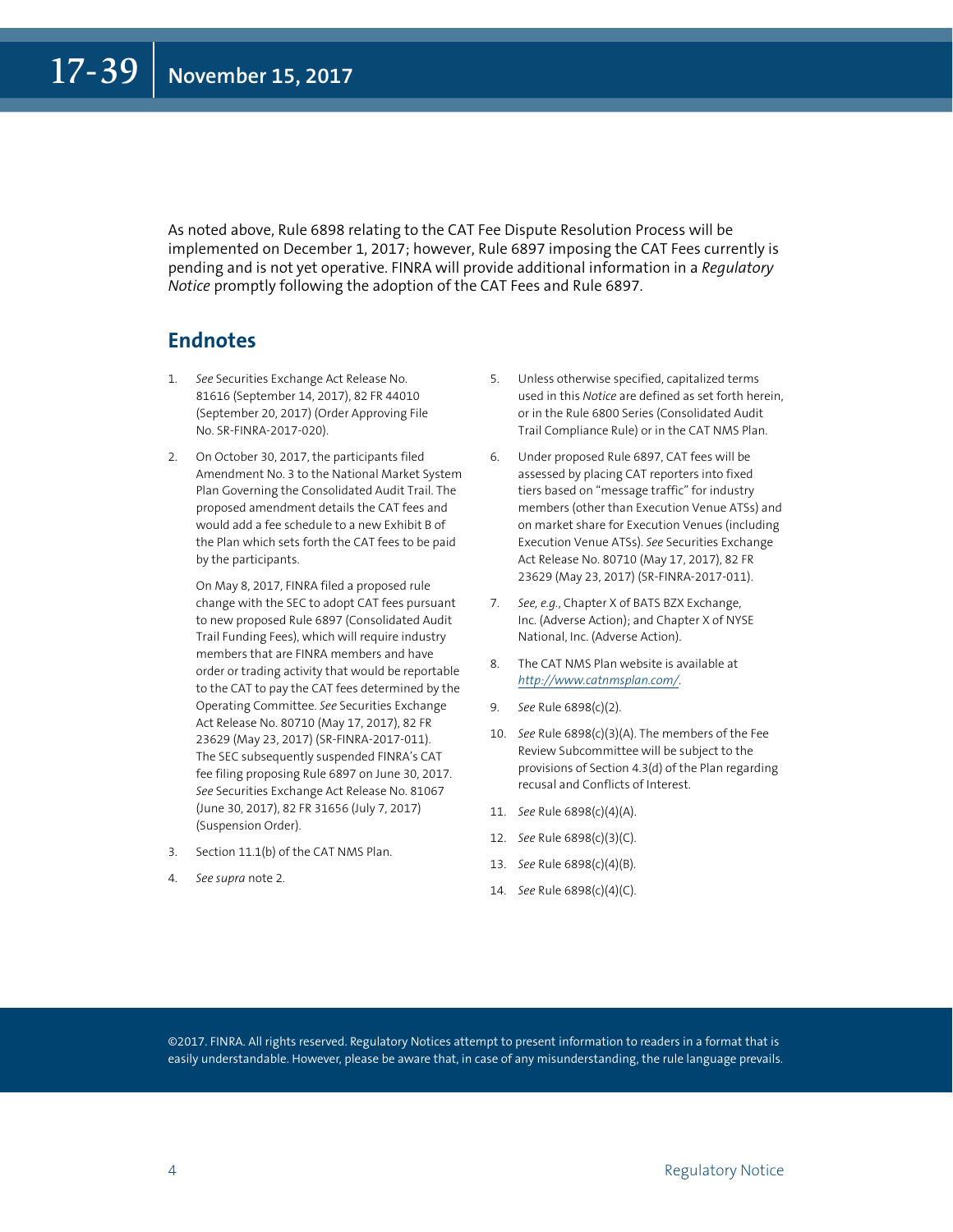As noted above, Rule 6898 relating to the CAT Fee Dispute Resolution Process will be implemented on December 1, 2017; however, Rule 6897 imposing the CAT Fees currently is pending and is not yet operative. FINRA will provide additional information in a *Regulatory Notice* promptly following the adoption of the CAT Fees and Rule 6897.

## Endnotes

1. *See* Securities Exchange Act Release No. 81616 (September 14, 2017), 82 FR 44010 (September 20, 2017) (Order Approving File No. SR-FINRA-2017-020).

2. On October 30, 2017, the participants filed Amendment No. 3 to the National Market System Plan Governing the Consolidated Audit Trail. The proposed amendment details the CAT fees and would add a fee schedule to a new Exhibit B of the Plan which sets forth the CAT fees to be paid by the participants.

   On May 8, 2017, FINRA filed a proposed rule change with the SEC to adopt CAT fees pursuant to new proposed Rule 6897 (Consolidated Audit Trail Funding Fees), which will require industry members that are FINRA members and have order or trading activity that would be reportable to the CAT to pay the CAT fees determined by the Operating Committee. *See* Securities Exchange Act Release No. 80710 (May 17, 2017), 82 FR 23629 (May 23, 2017) (SR-FINRA-2017-011). The SEC subsequently suspended FINRA's CAT fee filing proposing Rule 6897 on June 30, 2017. *See* Securities Exchange Act Release No. 81067 (June 30, 2017), 82 FR 31656 (July 7, 2017) (Suspension Order).

3. Section 11.1(b) of the CAT NMS Plan.

4. *See supra* note 2.

5. Unless otherwise specified, capitalized terms used in this *Notice* are defined as set forth herein, or in the Rule 6800 Series (Consolidated Audit Trail Compliance Rule) or in the CAT NMS Plan.

6. Under proposed Rule 6897, CAT fees will be assessed by placing CAT reporters into fixed tiers based on "message traffic" for industry members (other than Execution Venue ATSs) and on market share for Execution Venues (including Execution Venue ATSs). *See* Securities Exchange Act Release No. 80710 (May 17, 2017), 82 FR 23629 (May 23, 2017) (SR-FINRA-2017-011).

7. *See, e.g.*, Chapter X of BATS BZX Exchange, Inc. (Adverse Action); and Chapter X of NYSE National, Inc. (Adverse Action).

8. The CAT NMS Plan website is available at *http://www.catnmsplan.com/*.

9. *See* Rule 6898(c)(2).

10. *See* Rule 6898(c)(3)(A). The members of the Fee Review Subcommittee will be subject to the provisions of Section 4.3(d) of the Plan regarding recusal and Conflicts of Interest.

11. *See* Rule 6898(c)(4)(A).

12. *See* Rule 6898(c)(3)(C).

13. *See* Rule 6898(c)(4)(B).

14. *See* Rule 6898(c)(4)(C).

©2017. FINRA. All rights reserved. Regulatory Notices attempt to present information to readers in a format that is easily understandable. However, please be aware that, in case of any misunderstanding, the rule language prevails.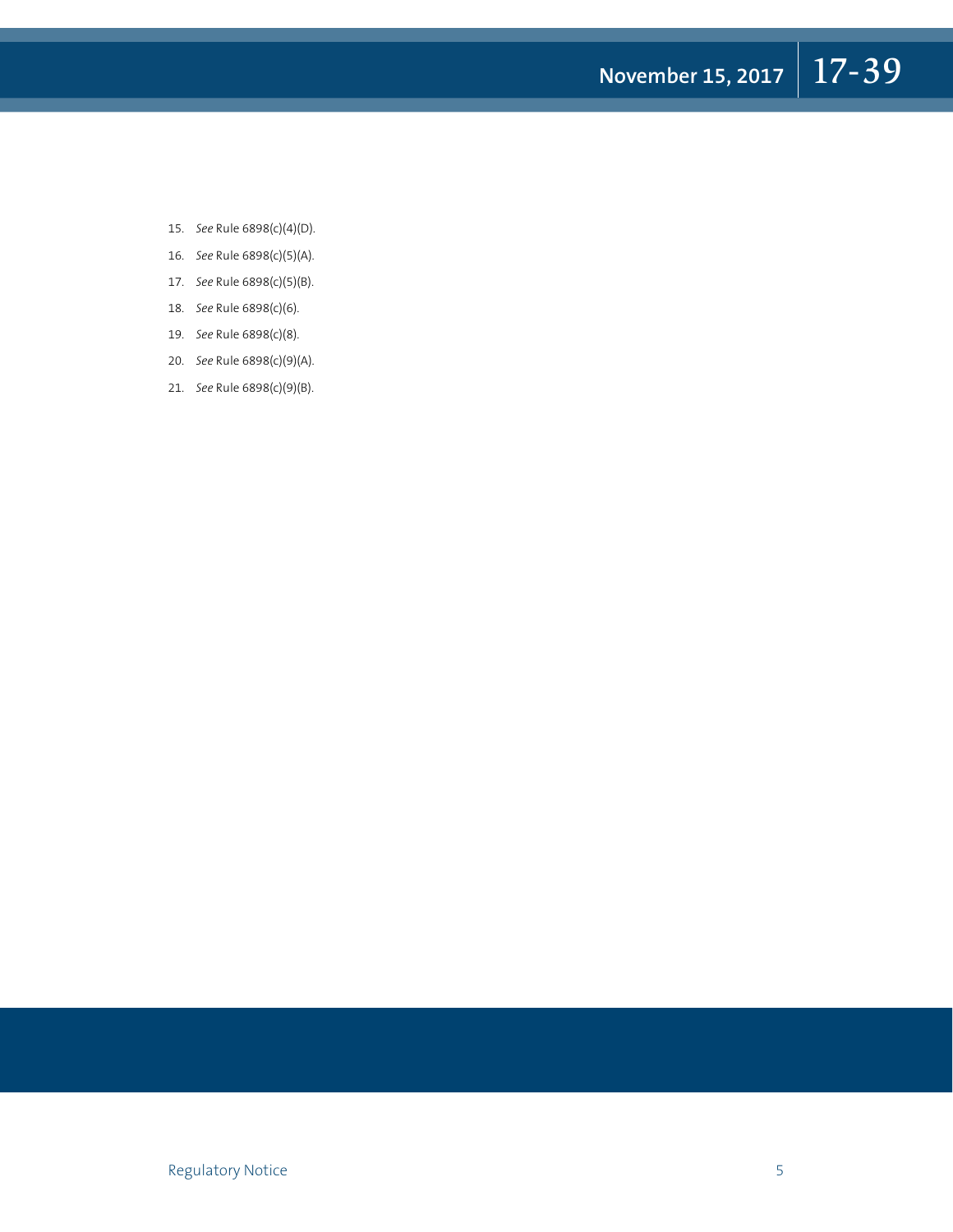15. *See* Rule 6898(c)(4)(D).
16. *See* Rule 6898(c)(5)(A).
17. *See* Rule 6898(c)(5)(B).
18. *See* Rule 6898(c)(6).
19. *See* Rule 6898(c)(8).
20. *See* Rule 6898(c)(9)(A).
21. *See* Rule 6898(c)(9)(B).